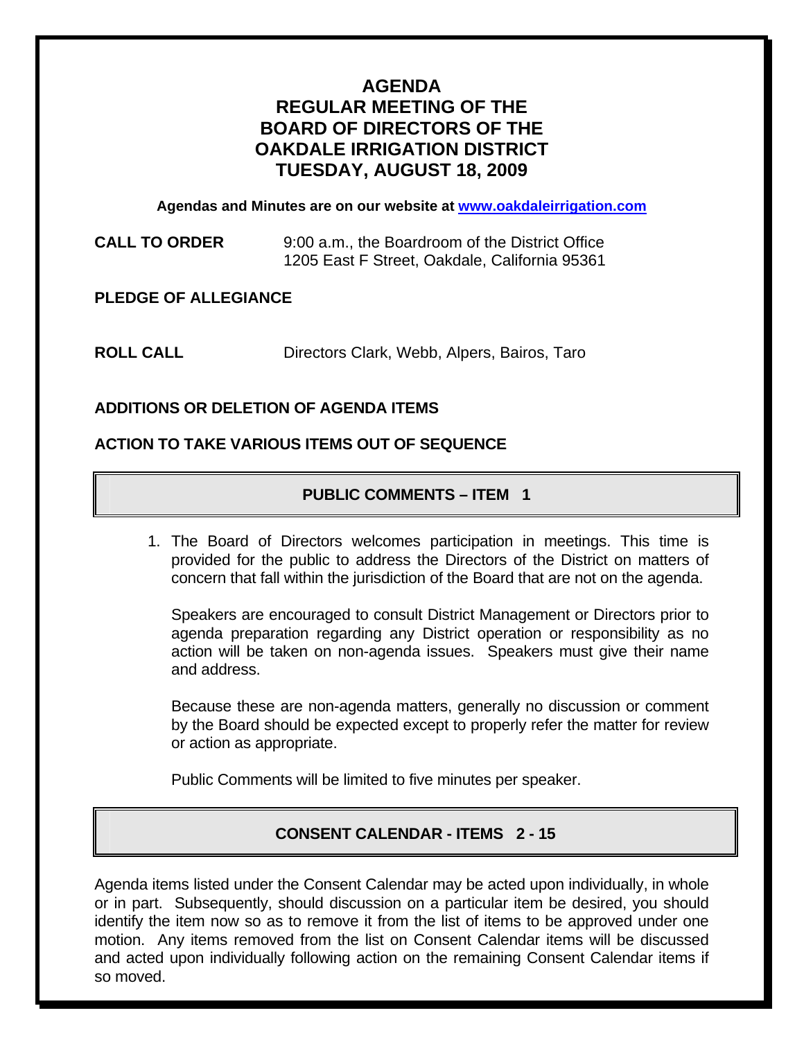# AGENDA
# REGULAR MEETING OF THE BOARD OF DIRECTORS OF THE OAKDALE IRRIGATION DISTRICT
# TUESDAY, AUGUST 18, 2009

**Agendas and Minutes are on our website at [www.oakdaleirrigation.com](http://www.oakdaleirrigation.com)**

**CALL TO ORDER** 9:00 a.m., the Boardroom of the District Office
1205 East F Street, Oakdale, California 95361

**PLEDGE OF ALLEGIANCE**

**ROLL CALL** Directors Clark, Webb, Alpers, Bairos, Taro

**ADDITIONS OR DELETION OF AGENDA ITEMS**

**ACTION TO TAKE VARIOUS ITEMS OUT OF SEQUENCE**

## PUBLIC COMMENTS – ITEM 1

1. The Board of Directors welcomes participation in meetings. This time is provided for the public to address the Directors of the District on matters of concern that fall within the jurisdiction of the Board that are not on the agenda.

   Speakers are encouraged to consult District Management or Directors prior to agenda preparation regarding any District operation or responsibility as no action will be taken on non-agenda issues. Speakers must give their name and address.

   Because these are non-agenda matters, generally no discussion or comment by the Board should be expected except to properly refer the matter for review or action as appropriate.

   Public Comments will be limited to five minutes per speaker.

## CONSENT CALENDAR - ITEMS 2 - 15

Agenda items listed under the Consent Calendar may be acted upon individually, in whole or in part. Subsequently, should discussion on a particular item be desired, you should identify the item now so as to remove it from the list of items to be approved under one motion. Any items removed from the list on Consent Calendar items will be discussed and acted upon individually following action on the remaining Consent Calendar items if so moved.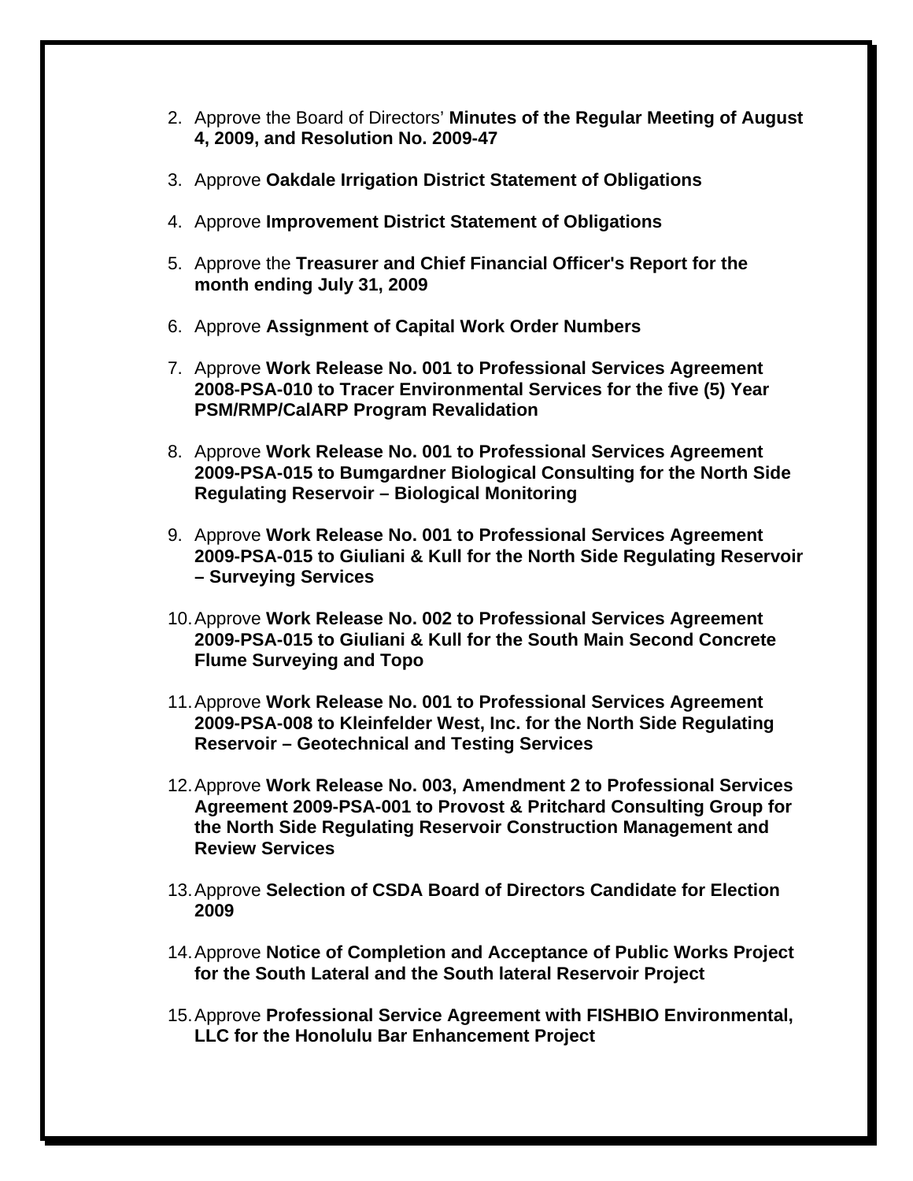2. Approve the Board of Directors' **Minutes of the Regular Meeting of August 4, 2009, and Resolution No. 2009-47**

3. Approve **Oakdale Irrigation District Statement of Obligations**

4. Approve **Improvement District Statement of Obligations**

5. Approve the **Treasurer and Chief Financial Officer's Report for the month ending July 31, 2009**

6. Approve **Assignment of Capital Work Order Numbers**

7. Approve **Work Release No. 001 to Professional Services Agreement 2008-PSA-010 to Tracer Environmental Services for the five (5) Year PSM/RMP/CalARP Program Revalidation**

8. Approve **Work Release No. 001 to Professional Services Agreement 2009-PSA-015 to Bumgardner Biological Consulting for the North Side Regulating Reservoir – Biological Monitoring**

9. Approve **Work Release No. 001 to Professional Services Agreement 2009-PSA-015 to Giuliani & Kull for the North Side Regulating Reservoir – Surveying Services**

10. Approve **Work Release No. 002 to Professional Services Agreement 2009-PSA-015 to Giuliani & Kull for the South Main Second Concrete Flume Surveying and Topo**

11. Approve **Work Release No. 001 to Professional Services Agreement 2009-PSA-008 to Kleinfelder West, Inc. for the North Side Regulating Reservoir – Geotechnical and Testing Services**

12. Approve **Work Release No. 003, Amendment 2 to Professional Services Agreement 2009-PSA-001 to Provost & Pritchard Consulting Group for the North Side Regulating Reservoir Construction Management and Review Services**

13. Approve **Selection of CSDA Board of Directors Candidate for Election 2009**

14. Approve **Notice of Completion and Acceptance of Public Works Project for the South Lateral and the South lateral Reservoir Project**

15. Approve **Professional Service Agreement with FISHBIO Environmental, LLC for the Honolulu Bar Enhancement Project**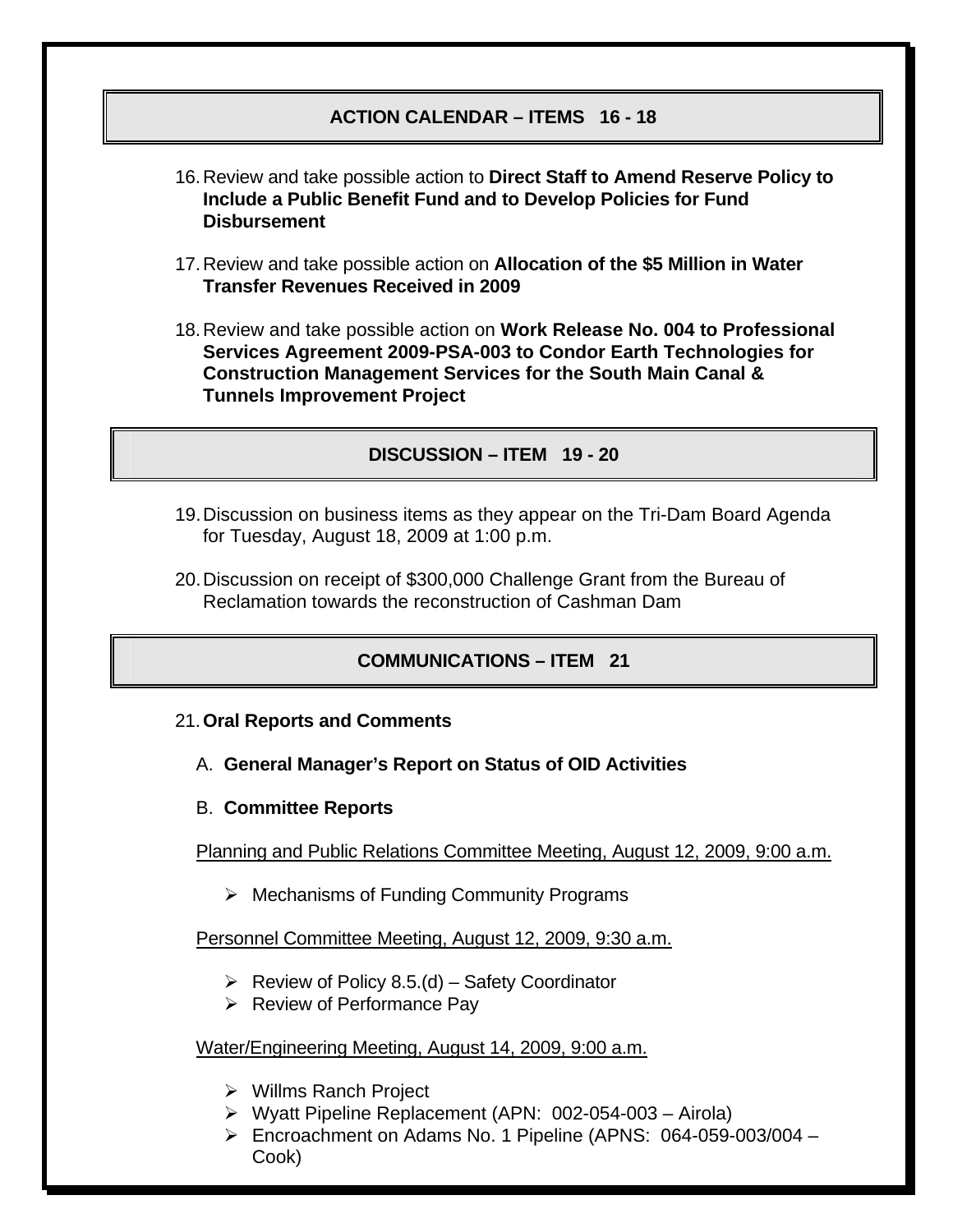## ACTION CALENDAR – ITEMS 16 - 18

16. Review and take possible action to **Direct Staff to Amend Reserve Policy to Include a Public Benefit Fund and to Develop Policies for Fund Disbursement**

17. Review and take possible action on **Allocation of the $5 Million in Water Transfer Revenues Received in 2009**

18. Review and take possible action on **Work Release No. 004 to Professional Services Agreement 2009-PSA-003 to Condor Earth Technologies for Construction Management Services for the South Main Canal & Tunnels Improvement Project**

## DISCUSSION – ITEM 19 - 20

19. Discussion on business items as they appear on the Tri-Dam Board Agenda for Tuesday, August 18, 2009 at 1:00 p.m.

20. Discussion on receipt of $300,000 Challenge Grant from the Bureau of Reclamation towards the reconstruction of Cashman Dam

## COMMUNICATIONS – ITEM 21

21. **Oral Reports and Comments**

    A. **General Manager's Report on Status of OID Activities**

    B. **Committee Reports**

    Planning and Public Relations Committee Meeting, August 12, 2009, 9:00 a.m.

    - Mechanisms of Funding Community Programs

    Personnel Committee Meeting, August 12, 2009, 9:30 a.m.

    - Review of Policy 8.5.(d) – Safety Coordinator
    - Review of Performance Pay

    Water/Engineering Meeting, August 14, 2009, 9:00 a.m.

    - Willms Ranch Project
    - Wyatt Pipeline Replacement (APN: 002-054-003 – Airola)
    - Encroachment on Adams No. 1 Pipeline (APNS: 064-059-003/004 – Cook)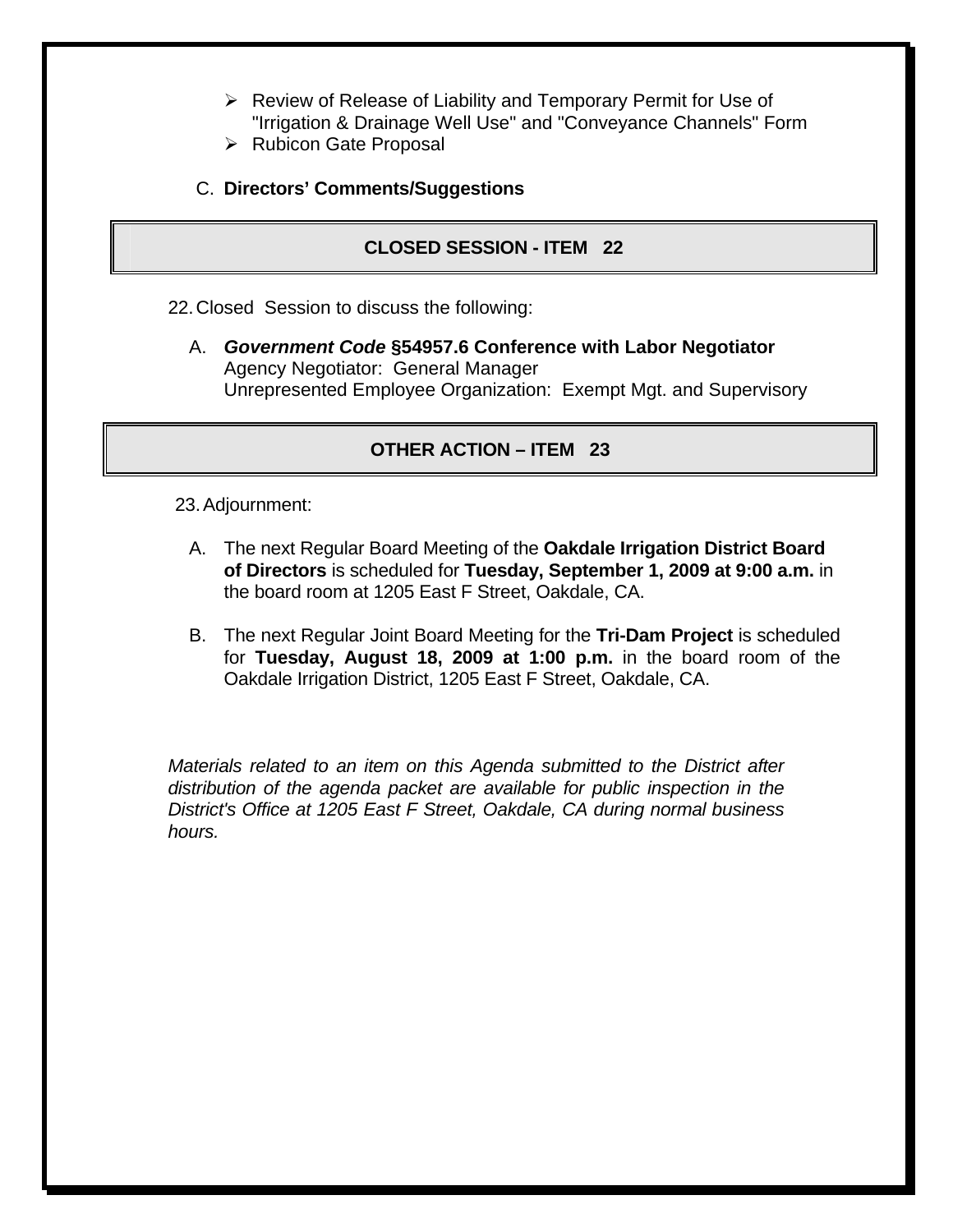- Review of Release of Liability and Temporary Permit for Use of "Irrigation & Drainage Well Use" and "Conveyance Channels" Form
- Rubicon Gate Proposal

C. **Directors' Comments/Suggestions**

## CLOSED SESSION - ITEM 22

22. Closed Session to discuss the following:

A. ***Government Code* §54957.6 Conference with Labor Negotiator**
Agency Negotiator: General Manager
Unrepresented Employee Organization: Exempt Mgt. and Supervisory

## OTHER ACTION – ITEM 23

23. Adjournment:

A. The next Regular Board Meeting of the **Oakdale Irrigation District Board of Directors** is scheduled for **Tuesday, September 1, 2009 at 9:00 a.m.** in the board room at 1205 East F Street, Oakdale, CA.

B. The next Regular Joint Board Meeting for the **Tri-Dam Project** is scheduled for **Tuesday, August 18, 2009 at 1:00 p.m.** in the board room of the Oakdale Irrigation District, 1205 East F Street, Oakdale, CA.

*Materials related to an item on this Agenda submitted to the District after distribution of the agenda packet are available for public inspection in the District's Office at 1205 East F Street, Oakdale, CA during normal business hours.*